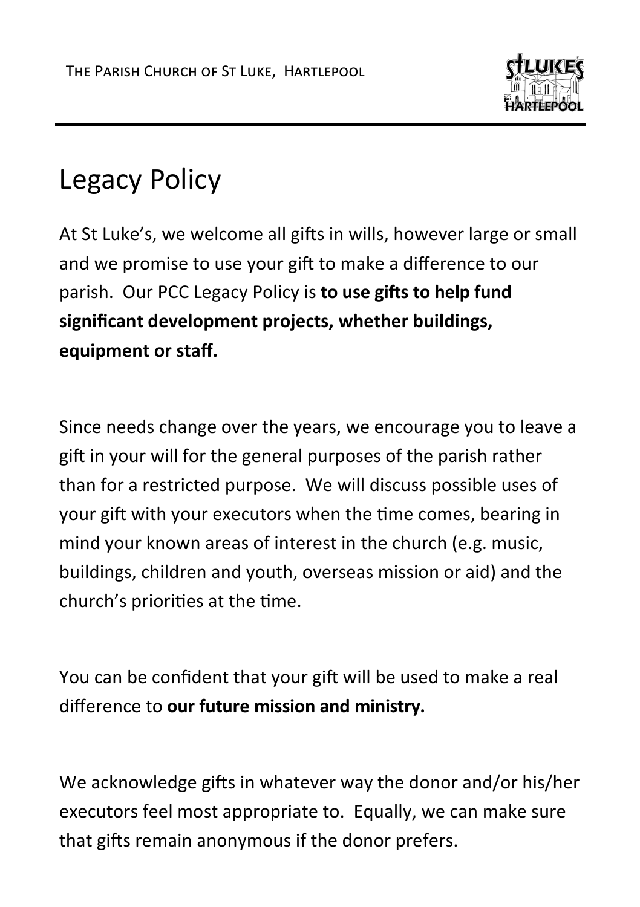THE PARISH CHURCH OF ST LUKE, HARTLEPOOL

# Legacy Policy

At St Luke's, we welcome all gifts in wills, however large or small and we promise to use your gift to make a difference to our parish. Our PCC Legacy Policy is **to use gifts to help fund significant development projects, whether buildings, equipment or staff.**

Since needs change over the years, we encourage you to leave a gift in your will for the general purposes of the parish rather than for a restricted purpose. We will discuss possible uses of your gift with your executors when the time comes, bearing in mind your known areas of interest in the church (e.g. music, buildings, children and youth, overseas mission or aid) and the church's priorities at the time.

You can be confident that your gift will be used to make a real difference to **our future mission and ministry.**

We acknowledge gifts in whatever way the donor and/or his/her executors feel most appropriate to. Equally, we can make sure that gifts remain anonymous if the donor prefers.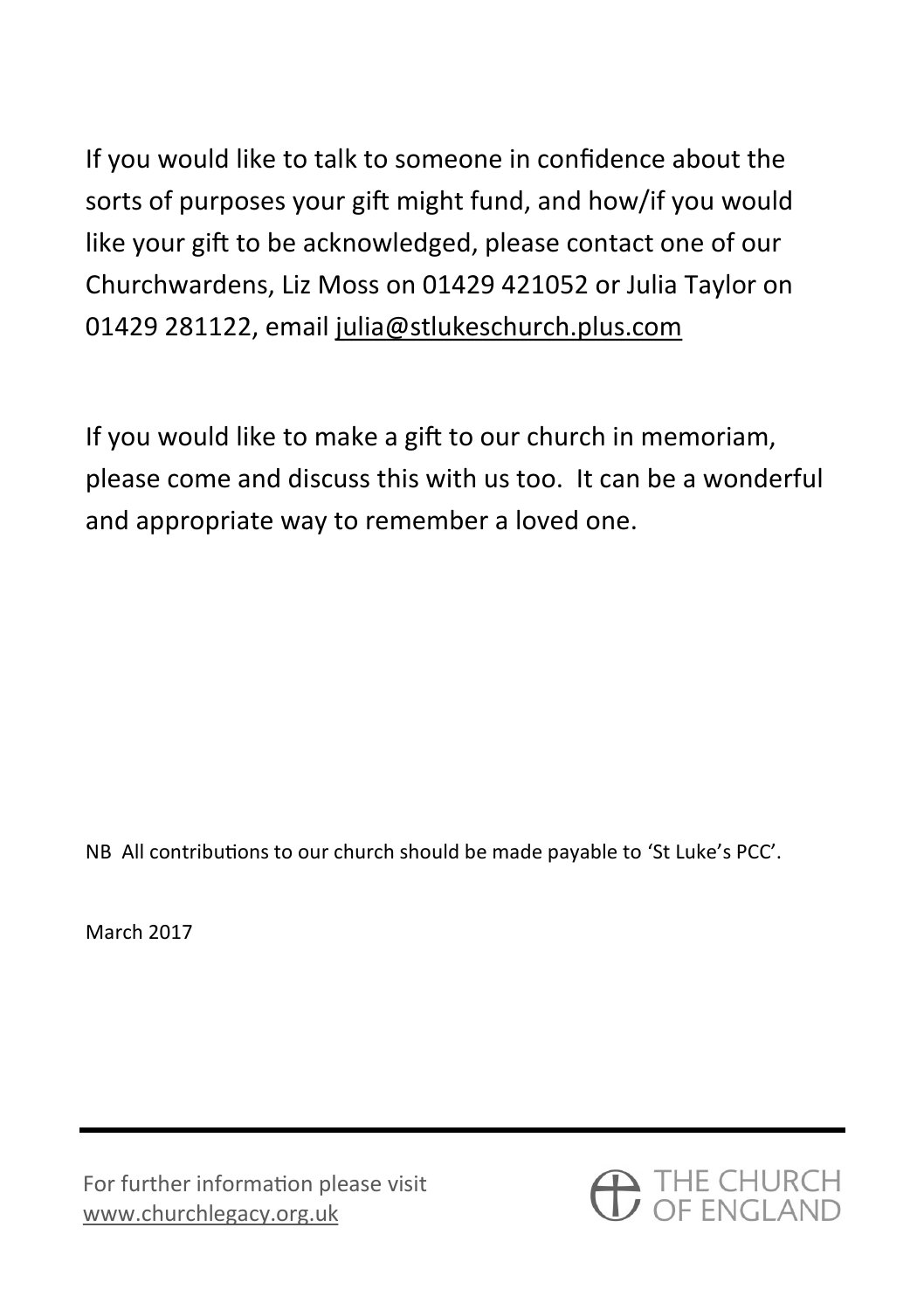If you would like to talk to someone in confidence about the sorts of purposes your gift might fund, and how/if you would like your gift to be acknowledged, please contact one of our Churchwardens, Liz Moss on 01429 421052 or Julia Taylor on 01429 281122, email julia@stlukeschurch.plus.com

If you would like to make a gift to our church in memoriam, please come and discuss this with us too. It can be a wonderful and appropriate way to remember a loved one.

NB All contributions to our church should be made payable to 'St Luke's PCC'.

March 2017

For further information please visit www.churchlegacy.org.uk

THE CHURCH OF ENGLAND